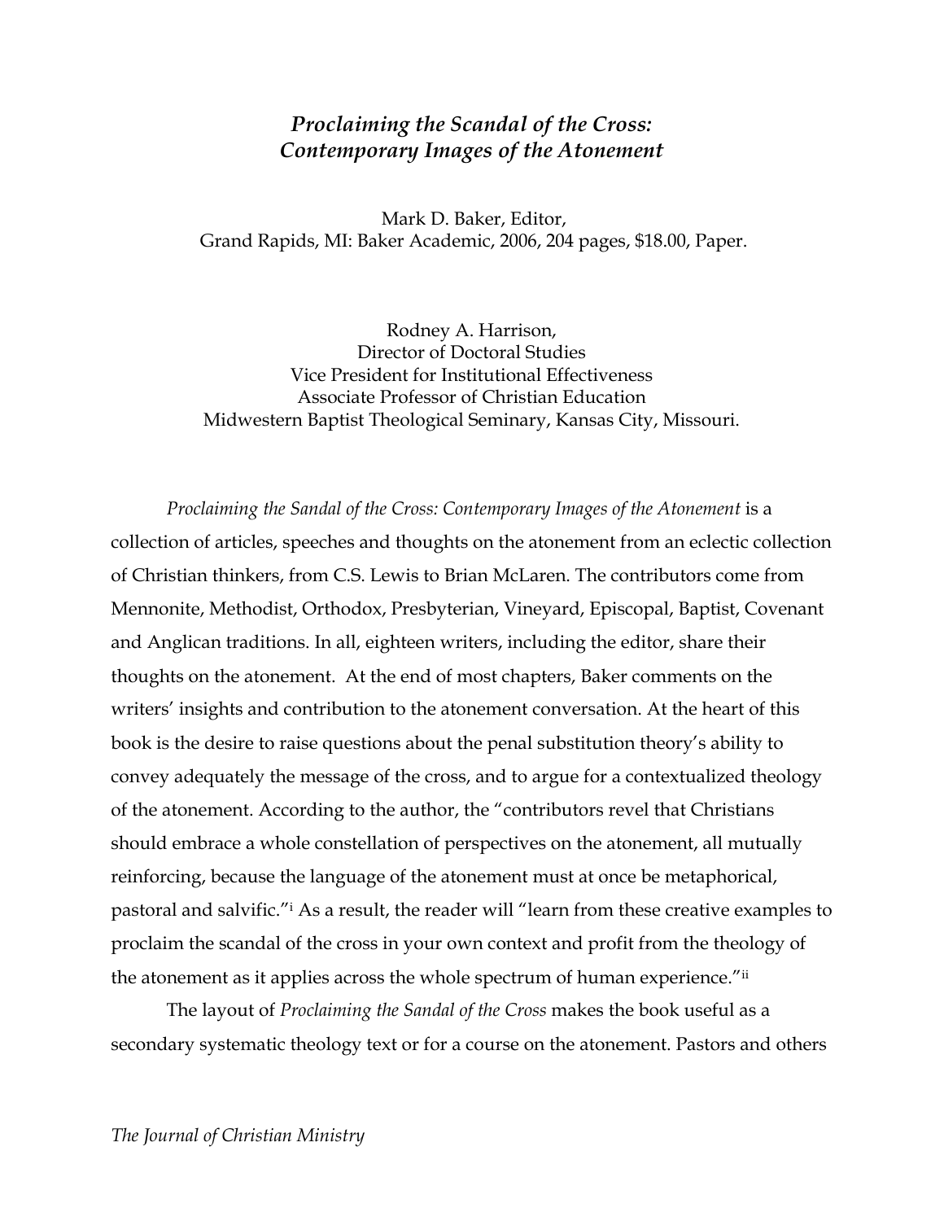# *Proclaiming the Scandal of the Cross: Contemporary Images of the Atonement*

Mark D. Baker, Editor,
Grand Rapids, MI: Baker Academic, 2006, 204 pages, $18.00, Paper.

Rodney A. Harrison,
Director of Doctoral Studies
Vice President for Institutional Effectiveness
Associate Professor of Christian Education
Midwestern Baptist Theological Seminary, Kansas City, Missouri.

*Proclaiming the Sandal of the Cross: Contemporary Images of the Atonement* is a collection of articles, speeches and thoughts on the atonement from an eclectic collection of Christian thinkers, from C.S. Lewis to Brian McLaren. The contributors come from Mennonite, Methodist, Orthodox, Presbyterian, Vineyard, Episcopal, Baptist, Covenant and Anglican traditions. In all, eighteen writers, including the editor, share their thoughts on the atonement. At the end of most chapters, Baker comments on the writers' insights and contribution to the atonement conversation. At the heart of this book is the desire to raise questions about the penal substitution theory's ability to convey adequately the message of the cross, and to argue for a contextualized theology of the atonement. According to the author, the "contributors revel that Christians should embrace a whole constellation of perspectives on the atonement, all mutually reinforcing, because the language of the atonement must at once be metaphorical, pastoral and salvific."[i] As a result, the reader will "learn from these creative examples to proclaim the scandal of the cross in your own context and profit from the theology of the atonement as it applies across the whole spectrum of human experience."[ii]

The layout of *Proclaiming the Sandal of the Cross* makes the book useful as a secondary systematic theology text or for a course on the atonement. Pastors and others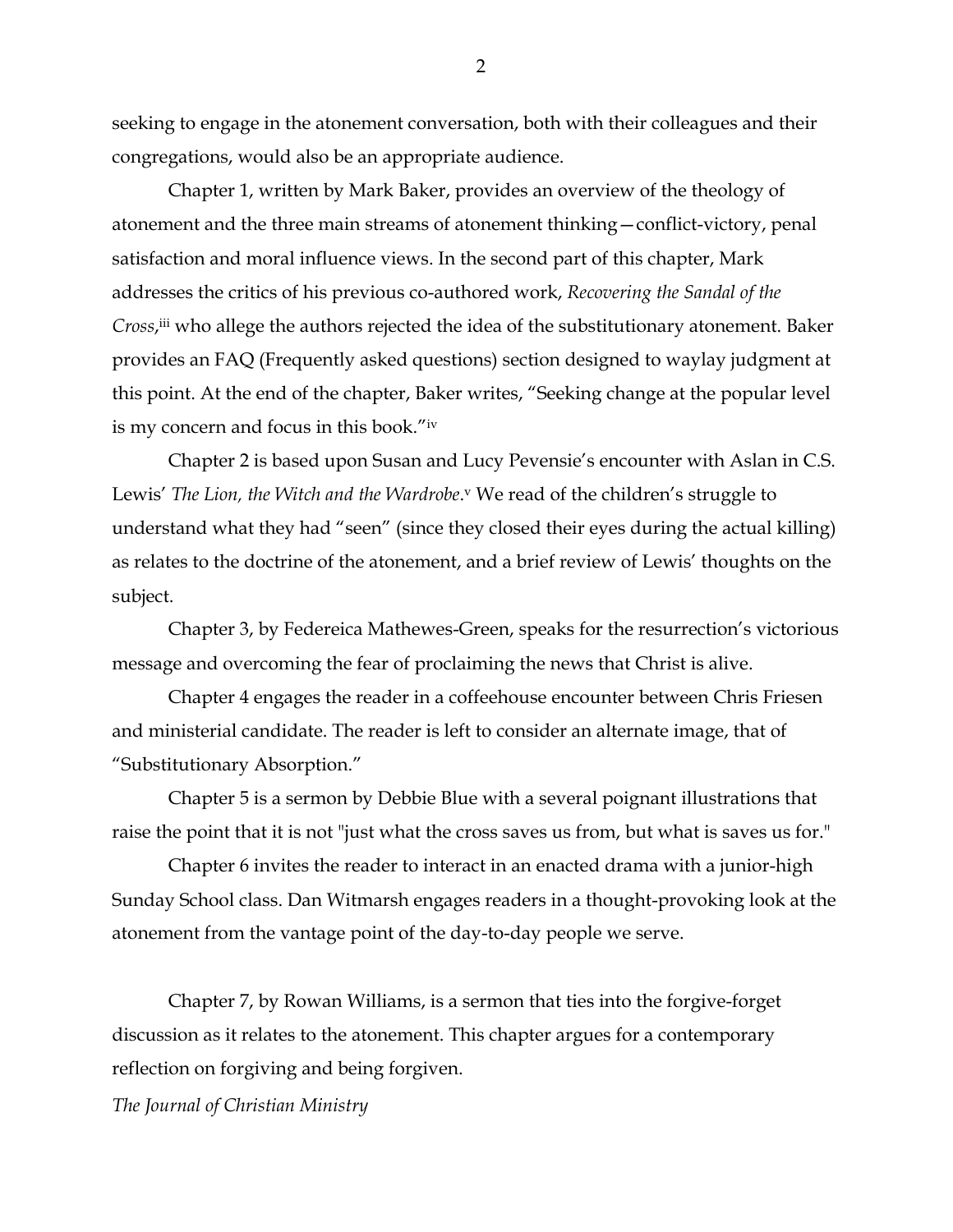seeking to engage in the atonement conversation, both with their colleagues and their congregations, would also be an appropriate audience.

Chapter 1, written by Mark Baker, provides an overview of the theology of atonement and the three main streams of atonement thinking—conflict-victory, penal satisfaction and moral influence views. In the second part of this chapter, Mark addresses the critics of his previous co-authored work, *Recovering the Sandal of the Cross*,[iii] who allege the authors rejected the idea of the substitutionary atonement. Baker provides an FAQ (Frequently asked questions) section designed to waylay judgment at this point. At the end of the chapter, Baker writes, "Seeking change at the popular level is my concern and focus in this book."[iv]

Chapter 2 is based upon Susan and Lucy Pevensie's encounter with Aslan in C.S. Lewis' *The Lion, the Witch and the Wardrobe*.[v] We read of the children's struggle to understand what they had "seen" (since they closed their eyes during the actual killing) as relates to the doctrine of the atonement, and a brief review of Lewis' thoughts on the subject.

Chapter 3, by Federeica Mathewes-Green, speaks for the resurrection's victorious message and overcoming the fear of proclaiming the news that Christ is alive.

Chapter 4 engages the reader in a coffeehouse encounter between Chris Friesen and ministerial candidate. The reader is left to consider an alternate image, that of "Substitutionary Absorption."

Chapter 5 is a sermon by Debbie Blue with a several poignant illustrations that raise the point that it is not "just what the cross saves us from, but what is saves us for."

Chapter 6 invites the reader to interact in an enacted drama with a junior-high Sunday School class. Dan Witmarsh engages readers in a thought-provoking look at the atonement from the vantage point of the day-to-day people we serve.

Chapter 7, by Rowan Williams, is a sermon that ties into the forgive-forget discussion as it relates to the atonement. This chapter argues for a contemporary reflection on forgiving and being forgiven.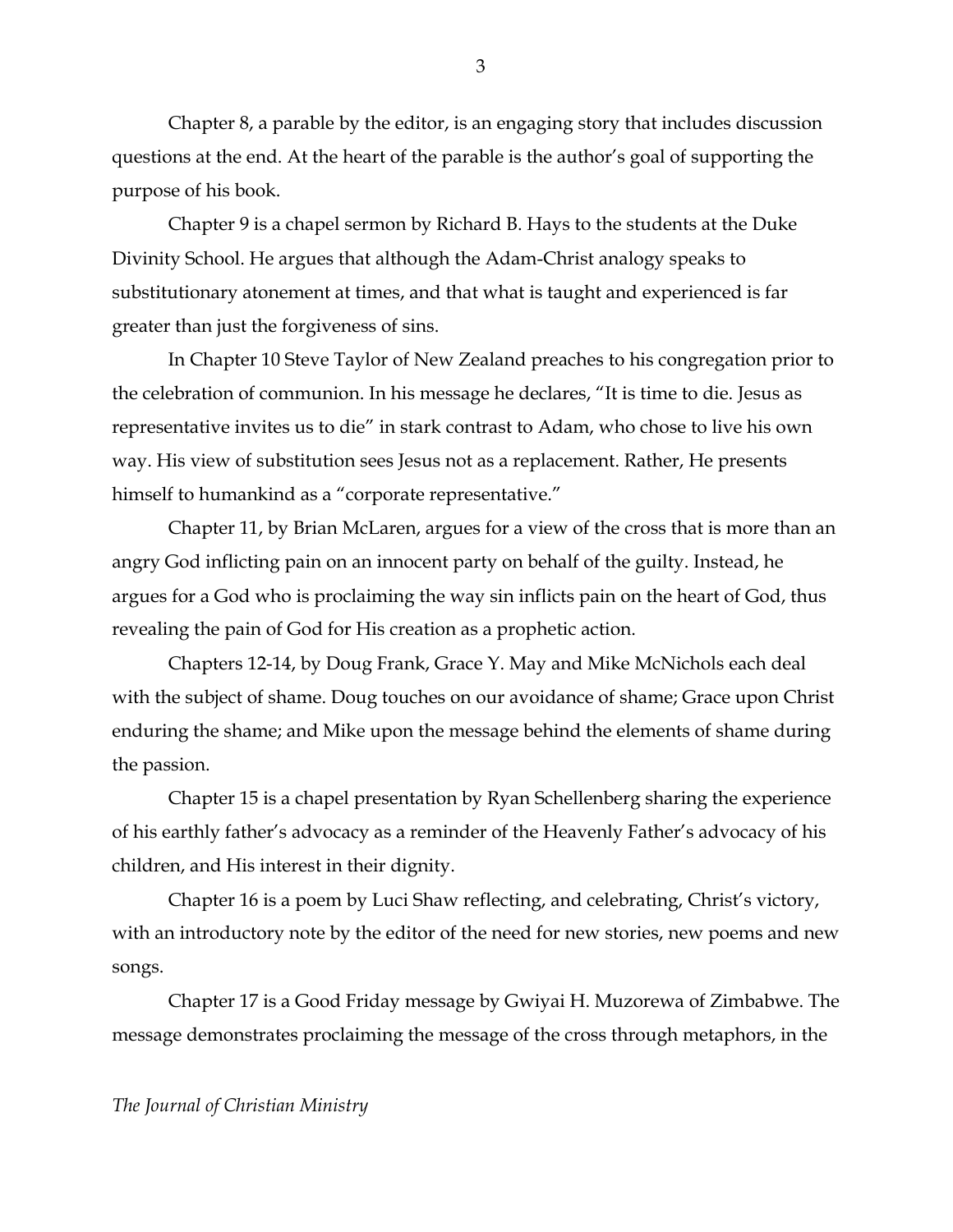Chapter 8, a parable by the editor, is an engaging story that includes discussion questions at the end. At the heart of the parable is the author's goal of supporting the purpose of his book.

Chapter 9 is a chapel sermon by Richard B. Hays to the students at the Duke Divinity School. He argues that although the Adam-Christ analogy speaks to substitutionary atonement at times, and that what is taught and experienced is far greater than just the forgiveness of sins.

In Chapter 10 Steve Taylor of New Zealand preaches to his congregation prior to the celebration of communion. In his message he declares, "It is time to die. Jesus as representative invites us to die" in stark contrast to Adam, who chose to live his own way. His view of substitution sees Jesus not as a replacement. Rather, He presents himself to humankind as a "corporate representative."

Chapter 11, by Brian McLaren, argues for a view of the cross that is more than an angry God inflicting pain on an innocent party on behalf of the guilty. Instead, he argues for a God who is proclaiming the way sin inflicts pain on the heart of God, thus revealing the pain of God for His creation as a prophetic action.

Chapters 12-14, by Doug Frank, Grace Y. May and Mike McNichols each deal with the subject of shame. Doug touches on our avoidance of shame; Grace upon Christ enduring the shame; and Mike upon the message behind the elements of shame during the passion.

Chapter 15 is a chapel presentation by Ryan Schellenberg sharing the experience of his earthly father's advocacy as a reminder of the Heavenly Father's advocacy of his children, and His interest in their dignity.

Chapter 16 is a poem by Luci Shaw reflecting, and celebrating, Christ's victory, with an introductory note by the editor of the need for new stories, new poems and new songs.

Chapter 17 is a Good Friday message by Gwiyai H. Muzorewa of Zimbabwe. The message demonstrates proclaiming the message of the cross through metaphors, in the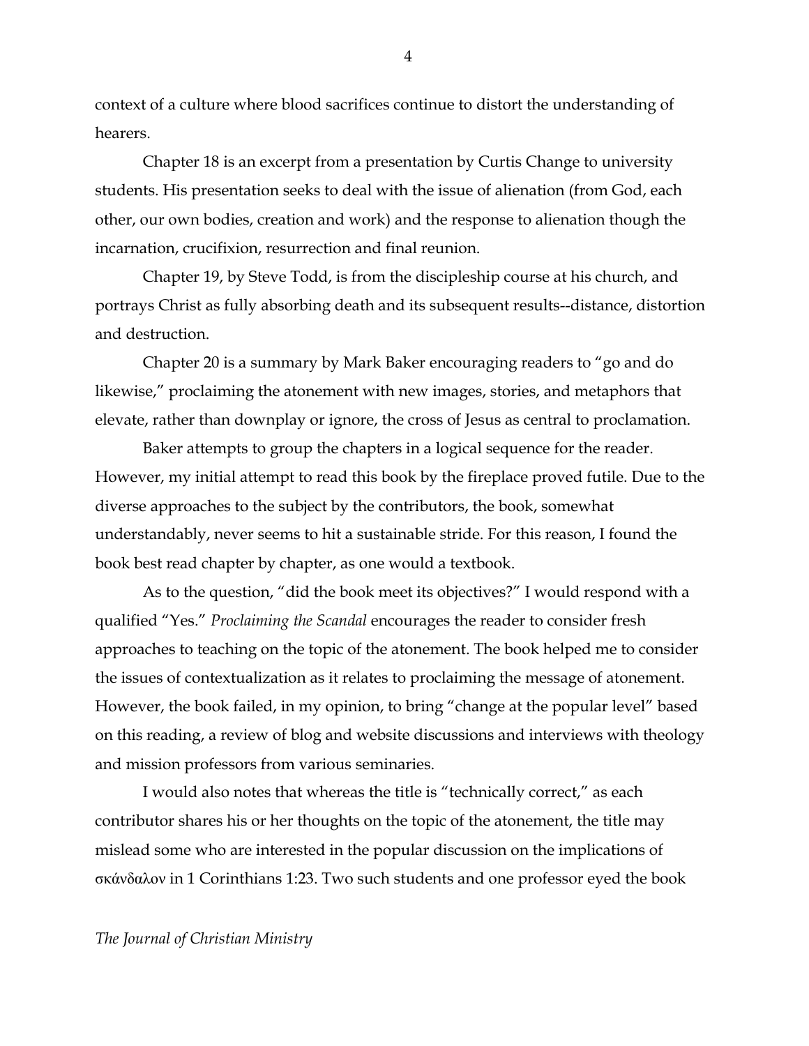context of a culture where blood sacrifices continue to distort the understanding of hearers.

Chapter 18 is an excerpt from a presentation by Curtis Change to university students. His presentation seeks to deal with the issue of alienation (from God, each other, our own bodies, creation and work) and the response to alienation though the incarnation, crucifixion, resurrection and final reunion.

Chapter 19, by Steve Todd, is from the discipleship course at his church, and portrays Christ as fully absorbing death and its subsequent results--distance, distortion and destruction.

Chapter 20 is a summary by Mark Baker encouraging readers to "go and do likewise," proclaiming the atonement with new images, stories, and metaphors that elevate, rather than downplay or ignore, the cross of Jesus as central to proclamation.

Baker attempts to group the chapters in a logical sequence for the reader. However, my initial attempt to read this book by the fireplace proved futile. Due to the diverse approaches to the subject by the contributors, the book, somewhat understandably, never seems to hit a sustainable stride. For this reason, I found the book best read chapter by chapter, as one would a textbook.

As to the question, "did the book meet its objectives?" I would respond with a qualified "Yes." *Proclaiming the Scandal* encourages the reader to consider fresh approaches to teaching on the topic of the atonement. The book helped me to consider the issues of contextualization as it relates to proclaiming the message of atonement. However, the book failed, in my opinion, to bring "change at the popular level" based on this reading, a review of blog and website discussions and interviews with theology and mission professors from various seminaries.

I would also notes that whereas the title is "technically correct," as each contributor shares his or her thoughts on the topic of the atonement, the title may mislead some who are interested in the popular discussion on the implications of σκάνδαλον in 1 Corinthians 1:23. Two such students and one professor eyed the book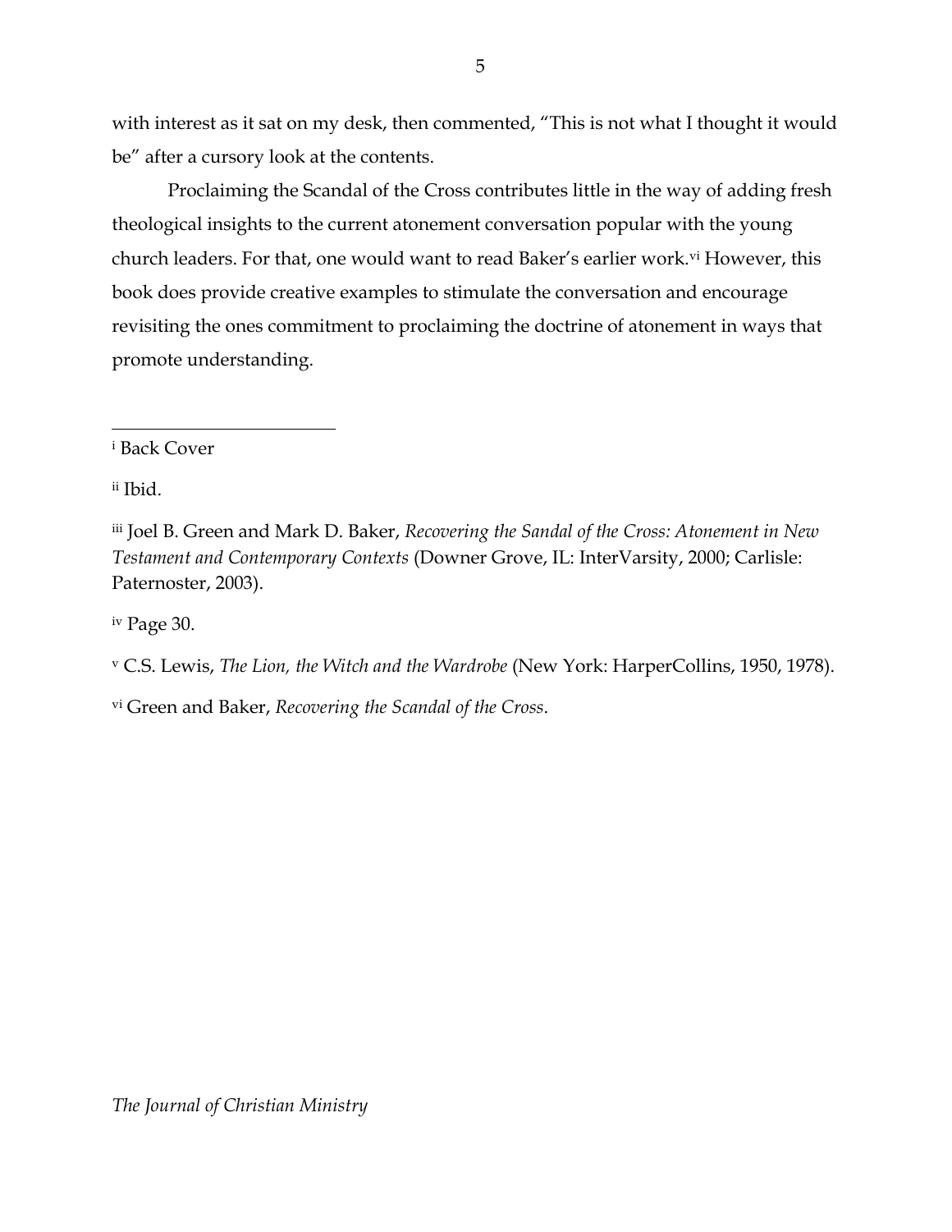with interest as it sat on my desk, then commented, "This is not what I thought it would be" after a cursory look at the contents.

Proclaiming the Scandal of the Cross contributes little in the way of adding fresh theological insights to the current atonement conversation popular with the young church leaders. For that, one would want to read Baker's earlier work.[vi] However, this book does provide creative examples to stimulate the conversation and encourage revisiting the ones commitment to proclaiming the doctrine of atonement in ways that promote understanding.

---

[i] Back Cover

[ii] Ibid.

[iii] Joel B. Green and Mark D. Baker, *Recovering the Sandal of the Cross: Atonement in New Testament and Contemporary Contexts* (Downer Grove, IL: InterVarsity, 2000; Carlisle: Paternoster, 2003).

[iv] Page 30.

[v] C.S. Lewis, *The Lion, the Witch and the Wardrobe* (New York: HarperCollins, 1950, 1978).

[vi] Green and Baker, *Recovering the Scandal of the Cross*.